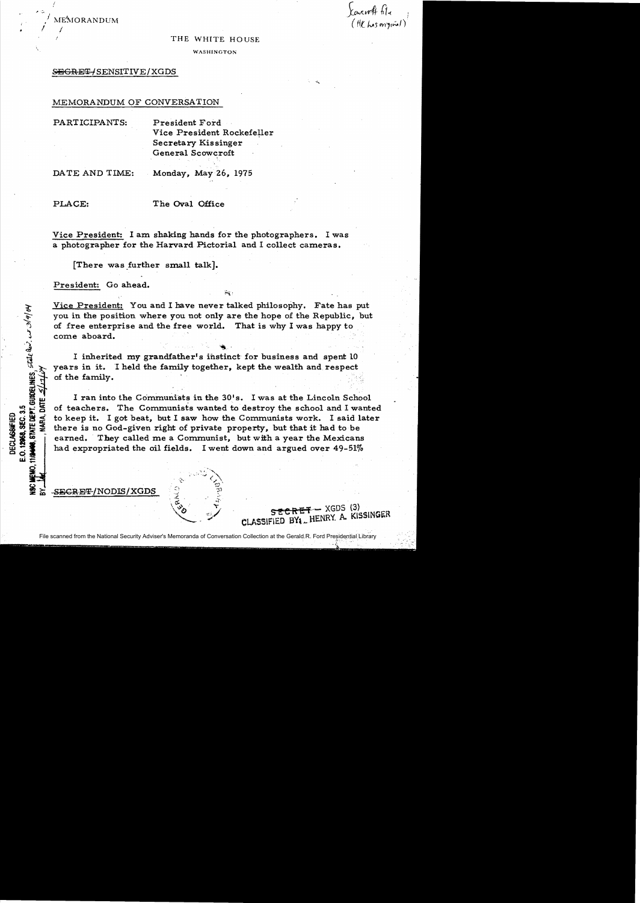MEMORANDUM

Scowcroft file (HK has original)

THE WHITE HOUSE

WASHINGTON

~~SECRET~~/SENSITIVE/XGDS

MEMORANDUM OF CONVERSATION

PARTICIPANTS: President Ford
Vice President Rockefeller
Secretary Kissinger
General Scowcroft

DATE AND TIME: Monday, May 26, 1975

PLACE: The Oval Office

Vice President: I am shaking hands for the photographers. I was a photographer for the Harvard Pictorial and I collect cameras.

[There was further small talk].

President: Go ahead.

Vice President: You and I have never talked philosophy. Fate has put you in the position where you not only are the hope of the Republic, but of free enterprise and the free world. That is why I was happy to come aboard.

I inherited my grandfather's instinct for business and spent 10 years in it. I held the family together, kept the wealth and respect of the family.

I ran into the Communists in the 30's. I was at the Lincoln School of teachers. The Communists wanted to destroy the school and I wanted to keep it. I got beat, but I saw how the Communists work. I said later there is no God-given right of private property, but that it had to be earned. They called me a Communist, but with a year the Mexicans had expropriated the oil fields. I went down and argued over 49-51%

~~SECRET~~/NODIS/XGDS

~~SECRET~~ – XGDS (3)
CLASSIFIED BY: HENRY A. KISSINGER

DECLASSIFIED
E.O. 12958, SEC. 3.5
NSC MEMO, 11/24/98, STATE DEPT. GUIDELINES, State Rev. 3/9/04
BY [illegible], NARA, DATE 5/11/04

File scanned from the National Security Adviser's Memoranda of Conversation Collection at the Gerald R. Ford Presidential Library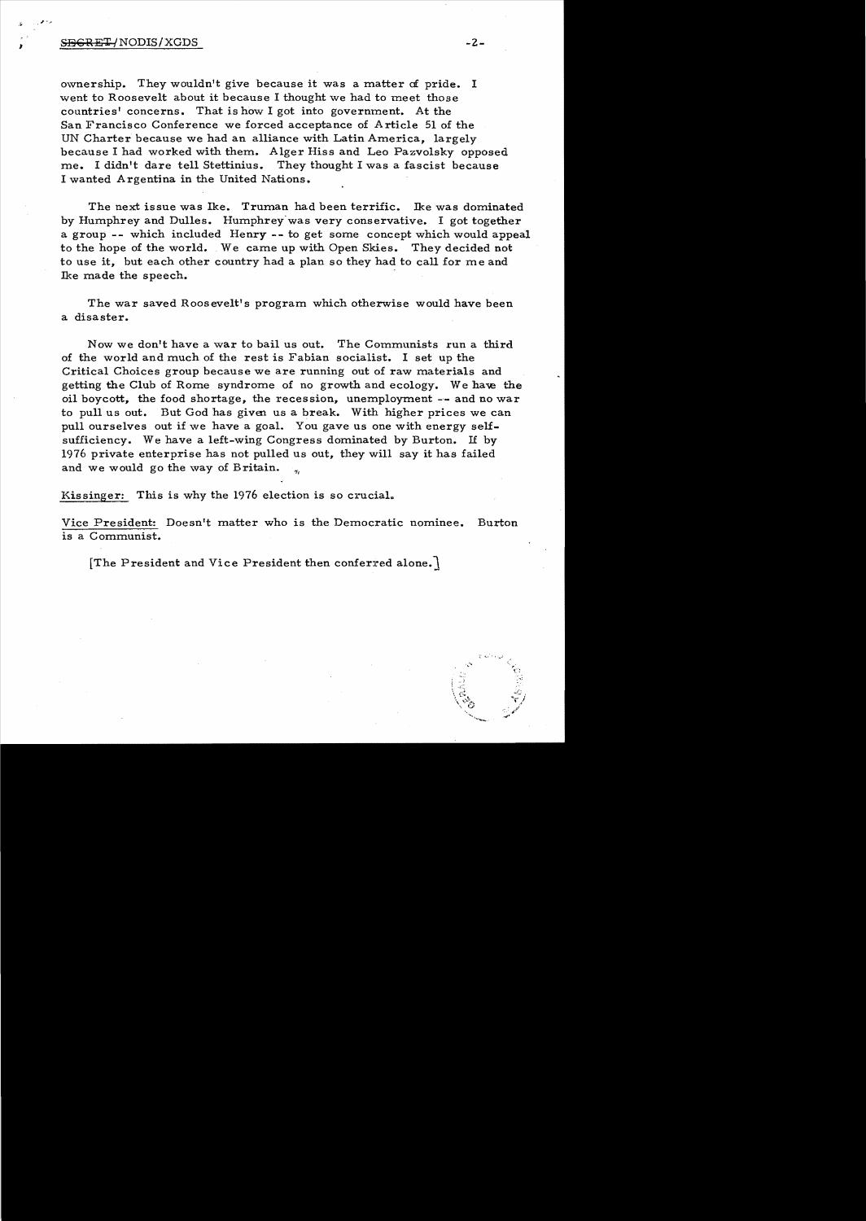ownership. They wouldn't give because it was a matter of pride. I went to Roosevelt about it because I thought we had to meet those countries' concerns. That is how I got into government. At the San Francisco Conference we forced acceptance of Article 51 of the UN Charter because we had an alliance with Latin America, largely because I had worked with them. Alger Hiss and Leo Pazvolsky opposed me. I didn't dare tell Stettinius. They thought I was a fascist because I wanted Argentina in the United Nations.

The next issue was Ike. Truman had been terrific. Ike was dominated by Humphrey and Dulles. Humphrey was very conservative. I got together a group -- which included Henry -- to get some concept which would appeal to the hope of the world. We came up with Open Skies. They decided not to use it, but each other country had a plan so they had to call for me and Ike made the speech.

The war saved Roosevelt's program which otherwise would have been a disaster.

Now we don't have a war to bail us out. The Communists run a third of the world and much of the rest is Fabian socialist. I set up the Critical Choices group because we are running out of raw materials and getting the Club of Rome syndrome of no growth and ecology. We have the oil boycott, the food shortage, the recession, unemployment -- and no war to pull us out. But God has given us a break. With higher prices we can pull ourselves out if we have a goal. You gave us one with energy self-sufficiency. We have a left-wing Congress dominated by Burton. If by 1976 private enterprise has not pulled us out, they will say it has failed and we would go the way of Britain.

Kissinger: This is why the 1976 election is so crucial.

Vice President: Doesn't matter who is the Democratic nominee. Burton is a Communist.

[The President and Vice President then conferred alone.]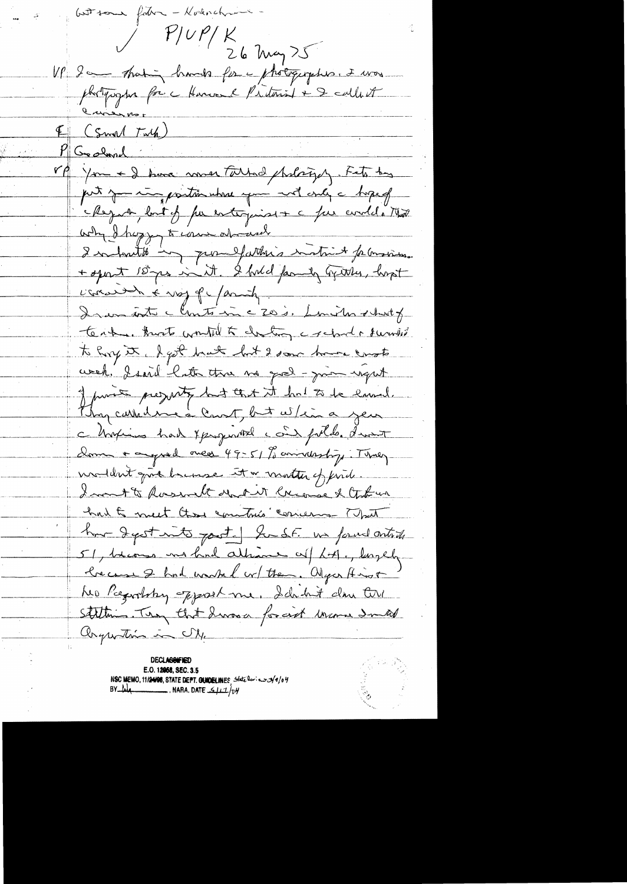but some feeling – Kudenchuk –

✓ P/UP/K
26 May 75

VP I am shaking hands for a photographer. I was photographer for a Harvard Pictorial & I called it Cameras.

F (Small Talk)

P Goodland

VP You & I have somewhat parallel philosophy. Fate has put you in position where you not only a hope of Republic, but of free enterprise & a free world. That why I happy to come aboard.

I inherited my grandfather's interest from business & spent 10 yrs in it. I had family differences, bought conceded & very few family.

I came into a Central in the 20's. Lamister & heart of textile. Trust wanted to destroy a school & turned to buy it. I got back but I saw houses cost much. I said later there no good – you might of private property but that it had to be earned. They called me a Commie, but w/in a year the Hopkins had reorganized & our fields. I went down & argued over 49-51% ownership. They wouldn't give because it a matter of pride.

I went to Roosevelt about it because I thought we had to meet those countries' concerns. That how I got into post. In S.F. we formed outside 51, because we had alliance w/ LA, largely because I had worked w/ them. Alger Hiss Leo Pasvolsky opposed me. I didn't dare tell Stettinius. Told that I was a fascist because I wanted Argentina in UN.

DECLASSIFIED
E.O. 12958, SEC. 3.5
NSC MEMO, 11/24/98, STATE DEPT. GUIDELINES State Dev: 3/9/04
BY lul, NARA, DATE 5/17/04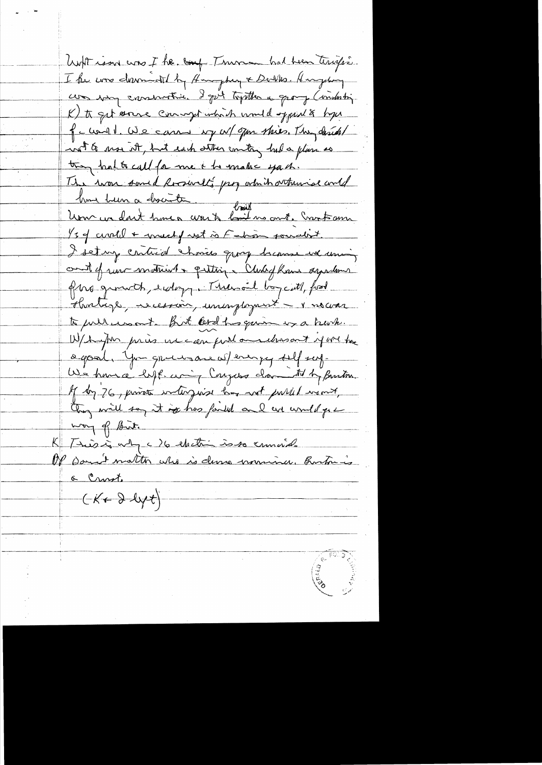What issue was I he. ~~Gulf~~ Truman had been terrific.
I The was dominated by Humphrey & Dulles. Humphrey
was very conservative. I got together a group (including
K) to get some concept which would appeal & hope
for world. We came up w/ open skies. They decided
not to use it, but each other country had a plan so
they had to call for me & he make speech.
The war saved Roosevelt's prog which otherwise would
have been a disaster.
Now we don't have a war to bail us out. Constituency
1/3 of world + much of rest is Fabian socialist.
I set up critical choices group because we coming
out of war mentality + getting a Club of Rome syndrome
of no growth, ecology. The oil boycott, food
shortage, recession, unemployment — & no war
to pull us out. But Ford has given us a break.
W/higher prices we can pull ourselves out if we have
a goal. You give us one w/ energy self suff.
We have left-wing Congress dominated by Burton.
If by 76, private enterprise has not pulled us out,
they will say it has failed and we would go a
way of Brit.
K This is why a 76 election is so crucial.
If Doesn't matter who is Dem nominee. Burton is
a Comst.
(K + 2 left)